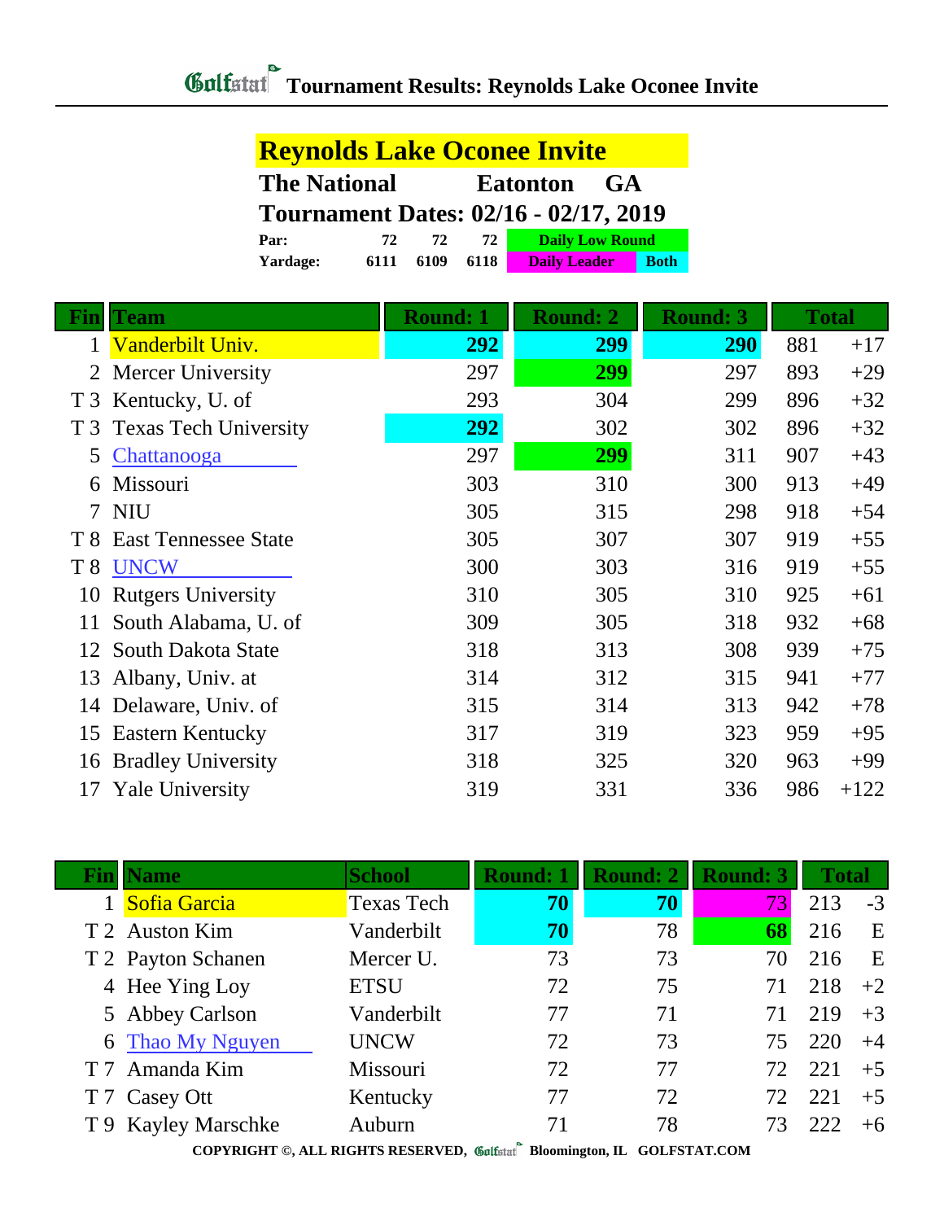# Tournament Results: Reynolds Lake Oconee Invite

## Reynolds Lake Oconee Invite

**The National** **Eatonton** **GA**

**Tournament Dates: 02/16 - 02/17, 2019**

| | | | |
|---|---|---|---|
| **Par:** | 72 | 72 | 72 |
| **Yardage:** | 6111 | 6109 | 6118 |

Daily Low Round | Daily Leader | Both

| Fin | Team | Round: 1 | Round: 2 | Round: 3 | Total | |
|---|---|---|---|---|---|---|
| 1 | Vanderbilt Univ. | **292** | **299** | **290** | 881 | +17 |
| 2 | Mercer University | 297 | **299** | 297 | 893 | +29 |
| T 3 | Kentucky, U. of | 293 | 304 | 299 | 896 | +32 |
| T 3 | Texas Tech University | **292** | 302 | 302 | 896 | +32 |
| 5 | Chattanooga | 297 | **299** | 311 | 907 | +43 |
| 6 | Missouri | 303 | 310 | 300 | 913 | +49 |
| 7 | NIU | 305 | 315 | 298 | 918 | +54 |
| T 8 | East Tennessee State | 305 | 307 | 307 | 919 | +55 |
| T 8 | UNCW | 300 | 303 | 316 | 919 | +55 |
| 10 | Rutgers University | 310 | 305 | 310 | 925 | +61 |
| 11 | South Alabama, U. of | 309 | 305 | 318 | 932 | +68 |
| 12 | South Dakota State | 318 | 313 | 308 | 939 | +75 |
| 13 | Albany, Univ. at | 314 | 312 | 315 | 941 | +77 |
| 14 | Delaware, Univ. of | 315 | 314 | 313 | 942 | +78 |
| 15 | Eastern Kentucky | 317 | 319 | 323 | 959 | +95 |
| 16 | Bradley University | 318 | 325 | 320 | 963 | +99 |
| 17 | Yale University | 319 | 331 | 336 | 986 | +122 |

| Fin | Name | School | Round: 1 | Round: 2 | Round: 3 | Total | |
|---|---|---|---|---|---|---|---|
| 1 | Sofia Garcia | Texas Tech | **70** | **70** | 73 | 213 | -3 |
| T 2 | Auston Kim | Vanderbilt | **70** | 78 | **68** | 216 | E |
| T 2 | Payton Schanen | Mercer U. | 73 | 73 | 70 | 216 | E |
| 4 | Hee Ying Loy | ETSU | 72 | 75 | 71 | 218 | +2 |
| 5 | Abbey Carlson | Vanderbilt | 77 | 71 | 71 | 219 | +3 |
| 6 | Thao My Nguyen | UNCW | 72 | 73 | 75 | 220 | +4 |
| T 7 | Amanda Kim | Missouri | 72 | 77 | 72 | 221 | +5 |
| T 7 | Casey Ott | Kentucky | 77 | 72 | 72 | 221 | +5 |
| T 9 | Kayley Marschke | Auburn | 71 | 78 | 73 | 222 | +6 |

COPYRIGHT ©, ALL RIGHTS RESERVED, Golfstat Bloomington, IL GOLFSTAT.COM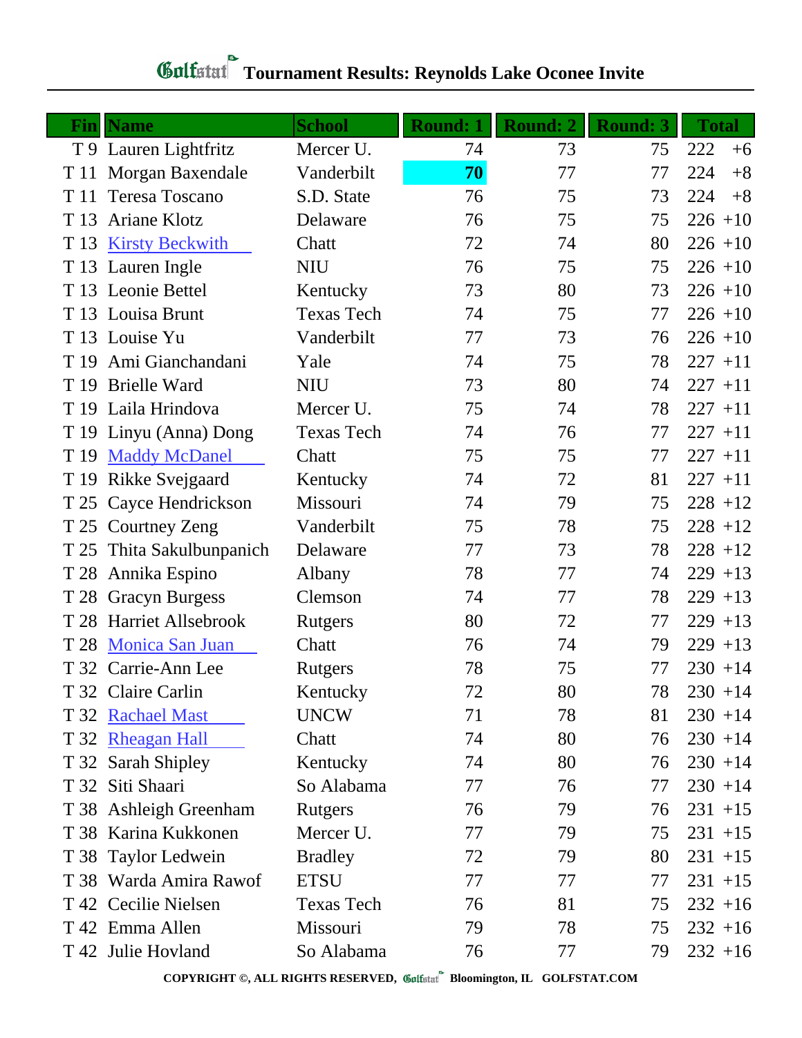# Tournament Results: Reynolds Lake Oconee Invite

| Fin | Name | School | Round: 1 | Round: 2 | Round: 3 | Total | |
|---|---|---|---|---|---|---|---|
| T 9 | Lauren Lightfritz | Mercer U. | 74 | 73 | 75 | 222 | +6 |
| T 11 | Morgan Baxendale | Vanderbilt | **70** | 77 | 77 | 224 | +8 |
| T 11 | Teresa Toscano | S.D. State | 76 | 75 | 73 | 224 | +8 |
| T 13 | Ariane Klotz | Delaware | 76 | 75 | 75 | 226 | +10 |
| T 13 | Kirsty Beckwith | Chatt | 72 | 74 | 80 | 226 | +10 |
| T 13 | Lauren Ingle | NIU | 76 | 75 | 75 | 226 | +10 |
| T 13 | Leonie Bettel | Kentucky | 73 | 80 | 73 | 226 | +10 |
| T 13 | Louisa Brunt | Texas Tech | 74 | 75 | 77 | 226 | +10 |
| T 13 | Louise Yu | Vanderbilt | 77 | 73 | 76 | 226 | +10 |
| T 19 | Ami Gianchandani | Yale | 74 | 75 | 78 | 227 | +11 |
| T 19 | Brielle Ward | NIU | 73 | 80 | 74 | 227 | +11 |
| T 19 | Laila Hrindova | Mercer U. | 75 | 74 | 78 | 227 | +11 |
| T 19 | Linyu (Anna) Dong | Texas Tech | 74 | 76 | 77 | 227 | +11 |
| T 19 | Maddy McDanel | Chatt | 75 | 75 | 77 | 227 | +11 |
| T 19 | Rikke Svejgaard | Kentucky | 74 | 72 | 81 | 227 | +11 |
| T 25 | Cayce Hendrickson | Missouri | 74 | 79 | 75 | 228 | +12 |
| T 25 | Courtney Zeng | Vanderbilt | 75 | 78 | 75 | 228 | +12 |
| T 25 | Thita Sakulbunpanich | Delaware | 77 | 73 | 78 | 228 | +12 |
| T 28 | Annika Espino | Albany | 78 | 77 | 74 | 229 | +13 |
| T 28 | Gracyn Burgess | Clemson | 74 | 77 | 78 | 229 | +13 |
| T 28 | Harriet Allsebrook | Rutgers | 80 | 72 | 77 | 229 | +13 |
| T 28 | Monica San Juan | Chatt | 76 | 74 | 79 | 229 | +13 |
| T 32 | Carrie-Ann Lee | Rutgers | 78 | 75 | 77 | 230 | +14 |
| T 32 | Claire Carlin | Kentucky | 72 | 80 | 78 | 230 | +14 |
| T 32 | Rachael Mast | UNCW | 71 | 78 | 81 | 230 | +14 |
| T 32 | Rheagan Hall | Chatt | 74 | 80 | 76 | 230 | +14 |
| T 32 | Sarah Shipley | Kentucky | 74 | 80 | 76 | 230 | +14 |
| T 32 | Siti Shaari | So Alabama | 77 | 76 | 77 | 230 | +14 |
| T 38 | Ashleigh Greenham | Rutgers | 76 | 79 | 76 | 231 | +15 |
| T 38 | Karina Kukkonen | Mercer U. | 77 | 79 | 75 | 231 | +15 |
| T 38 | Taylor Ledwein | Bradley | 72 | 79 | 80 | 231 | +15 |
| T 38 | Warda Amira Rawof | ETSU | 77 | 77 | 77 | 231 | +15 |
| T 42 | Cecilie Nielsen | Texas Tech | 76 | 81 | 75 | 232 | +16 |
| T 42 | Emma Allen | Missouri | 79 | 78 | 75 | 232 | +16 |
| T 42 | Julie Hovland | So Alabama | 76 | 77 | 79 | 232 | +16 |

COPYRIGHT ©, ALL RIGHTS RESERVED, Golfstat Bloomington, IL GOLFSTAT.COM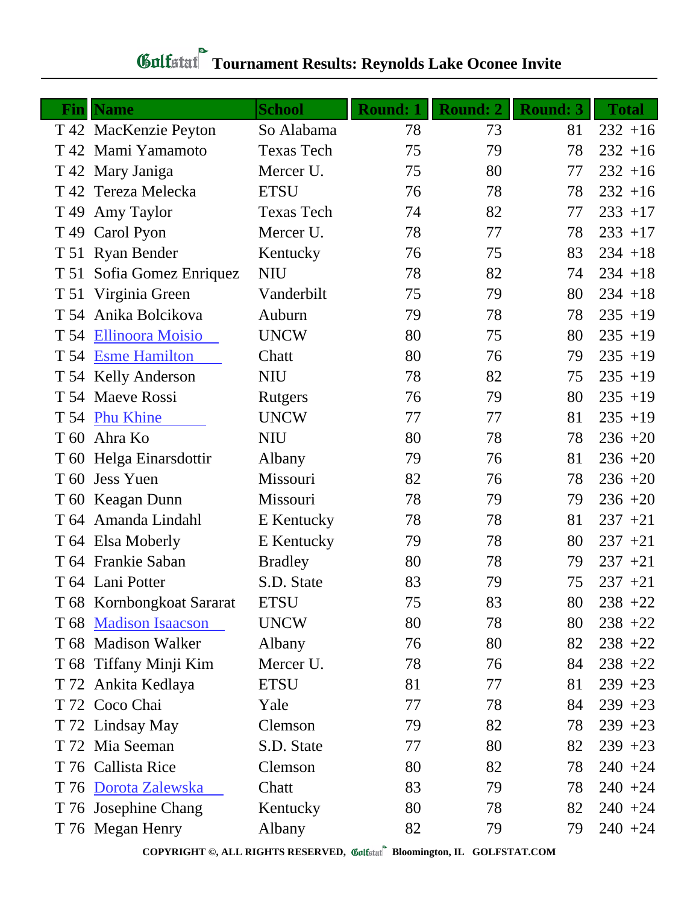# Golfstat Tournament Results: Reynolds Lake Oconee Invite

| Fin | Name | School | Round: 1 | Round: 2 | Round: 3 | Total | |
|---|---|---|---|---|---|---|---|
| T 42 | MacKenzie Peyton | So Alabama | 78 | 73 | 81 | 232 | +16 |
| T 42 | Mami Yamamoto | Texas Tech | 75 | 79 | 78 | 232 | +16 |
| T 42 | Mary Janiga | Mercer U. | 75 | 80 | 77 | 232 | +16 |
| T 42 | Tereza Melecka | ETSU | 76 | 78 | 78 | 232 | +16 |
| T 49 | Amy Taylor | Texas Tech | 74 | 82 | 77 | 233 | +17 |
| T 49 | Carol Pyon | Mercer U. | 78 | 77 | 78 | 233 | +17 |
| T 51 | Ryan Bender | Kentucky | 76 | 75 | 83 | 234 | +18 |
| T 51 | Sofia Gomez Enriquez | NIU | 78 | 82 | 74 | 234 | +18 |
| T 51 | Virginia Green | Vanderbilt | 75 | 79 | 80 | 234 | +18 |
| T 54 | Anika Bolcikova | Auburn | 79 | 78 | 78 | 235 | +19 |
| T 54 | Ellinoora Moisio | UNCW | 80 | 75 | 80 | 235 | +19 |
| T 54 | Esme Hamilton | Chatt | 80 | 76 | 79 | 235 | +19 |
| T 54 | Kelly Anderson | NIU | 78 | 82 | 75 | 235 | +19 |
| T 54 | Maeve Rossi | Rutgers | 76 | 79 | 80 | 235 | +19 |
| T 54 | Phu Khine | UNCW | 77 | 77 | 81 | 235 | +19 |
| T 60 | Ahra Ko | NIU | 80 | 78 | 78 | 236 | +20 |
| T 60 | Helga Einarsdottir | Albany | 79 | 76 | 81 | 236 | +20 |
| T 60 | Jess Yuen | Missouri | 82 | 76 | 78 | 236 | +20 |
| T 60 | Keagan Dunn | Missouri | 78 | 79 | 79 | 236 | +20 |
| T 64 | Amanda Lindahl | E Kentucky | 78 | 78 | 81 | 237 | +21 |
| T 64 | Elsa Moberly | E Kentucky | 79 | 78 | 80 | 237 | +21 |
| T 64 | Frankie Saban | Bradley | 80 | 78 | 79 | 237 | +21 |
| T 64 | Lani Potter | S.D. State | 83 | 79 | 75 | 237 | +21 |
| T 68 | Kornbongkoat Sararat | ETSU | 75 | 83 | 80 | 238 | +22 |
| T 68 | Madison Isaacson | UNCW | 80 | 78 | 80 | 238 | +22 |
| T 68 | Madison Walker | Albany | 76 | 80 | 82 | 238 | +22 |
| T 68 | Tiffany Minji Kim | Mercer U. | 78 | 76 | 84 | 238 | +22 |
| T 72 | Ankita Kedlaya | ETSU | 81 | 77 | 81 | 239 | +23 |
| T 72 | Coco Chai | Yale | 77 | 78 | 84 | 239 | +23 |
| T 72 | Lindsay May | Clemson | 79 | 82 | 78 | 239 | +23 |
| T 72 | Mia Seeman | S.D. State | 77 | 80 | 82 | 239 | +23 |
| T 76 | Callista Rice | Clemson | 80 | 82 | 78 | 240 | +24 |
| T 76 | Dorota Zalewska | Chatt | 83 | 79 | 78 | 240 | +24 |
| T 76 | Josephine Chang | Kentucky | 80 | 78 | 82 | 240 | +24 |
| T 76 | Megan Henry | Albany | 82 | 79 | 79 | 240 | +24 |

COPYRIGHT ©, ALL RIGHTS RESERVED, Golfstat Bloomington, IL GOLFSTAT.COM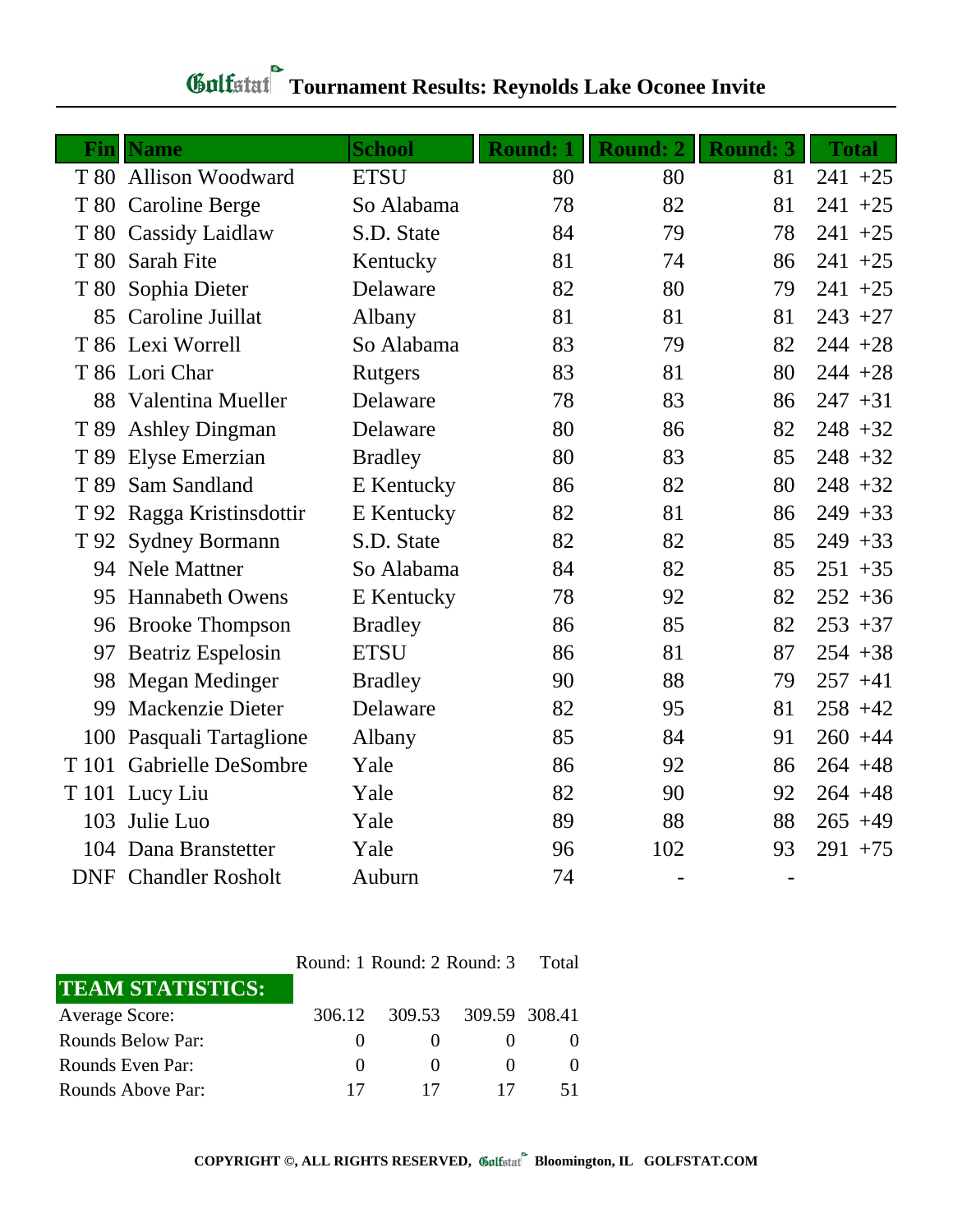# Golfstat Tournament Results: Reynolds Lake Oconee Invite

| Fin | Name | School | Round: 1 | Round: 2 | Round: 3 | Total |
|---|---|---|---|---|---|---|
| T 80 | Allison Woodward | ETSU | 80 | 80 | 81 | 241 +25 |
| T 80 | Caroline Berge | So Alabama | 78 | 82 | 81 | 241 +25 |
| T 80 | Cassidy Laidlaw | S.D. State | 84 | 79 | 78 | 241 +25 |
| T 80 | Sarah Fite | Kentucky | 81 | 74 | 86 | 241 +25 |
| T 80 | Sophia Dieter | Delaware | 82 | 80 | 79 | 241 +25 |
| 85 | Caroline Juillat | Albany | 81 | 81 | 81 | 243 +27 |
| T 86 | Lexi Worrell | So Alabama | 83 | 79 | 82 | 244 +28 |
| T 86 | Lori Char | Rutgers | 83 | 81 | 80 | 244 +28 |
| 88 | Valentina Mueller | Delaware | 78 | 83 | 86 | 247 +31 |
| T 89 | Ashley Dingman | Delaware | 80 | 86 | 82 | 248 +32 |
| T 89 | Elyse Emerzian | Bradley | 80 | 83 | 85 | 248 +32 |
| T 89 | Sam Sandland | E Kentucky | 86 | 82 | 80 | 248 +32 |
| T 92 | Ragga Kristinsdottir | E Kentucky | 82 | 81 | 86 | 249 +33 |
| T 92 | Sydney Bormann | S.D. State | 82 | 82 | 85 | 249 +33 |
| 94 | Nele Mattner | So Alabama | 84 | 82 | 85 | 251 +35 |
| 95 | Hannabeth Owens | E Kentucky | 78 | 92 | 82 | 252 +36 |
| 96 | Brooke Thompson | Bradley | 86 | 85 | 82 | 253 +37 |
| 97 | Beatriz Espelosin | ETSU | 86 | 81 | 87 | 254 +38 |
| 98 | Megan Medinger | Bradley | 90 | 88 | 79 | 257 +41 |
| 99 | Mackenzie Dieter | Delaware | 82 | 95 | 81 | 258 +42 |
| 100 | Pasquali Tartaglione | Albany | 85 | 84 | 91 | 260 +44 |
| T 101 | Gabrielle DeSombre | Yale | 86 | 92 | 86 | 264 +48 |
| T 101 | Lucy Liu | Yale | 82 | 90 | 92 | 264 +48 |
| 103 | Julie Luo | Yale | 89 | 88 | 88 | 265 +49 |
| 104 | Dana Branstetter | Yale | 96 | 102 | 93 | 291 +75 |
| DNF | Chandler Rosholt | Auburn | 74 | - | - | |

| TEAM STATISTICS: | Round: 1 | Round: 2 | Round: 3 | Total |
|---|---|---|---|---|
| Average Score: | 306.12 | 309.53 | 309.59 | 308.41 |
| Rounds Below Par: | 0 | 0 | 0 | 0 |
| Rounds Even Par: | 0 | 0 | 0 | 0 |
| Rounds Above Par: | 17 | 17 | 17 | 51 |

COPYRIGHT ©, ALL RIGHTS RESERVED, Golfstat Bloomington, IL GOLFSTAT.COM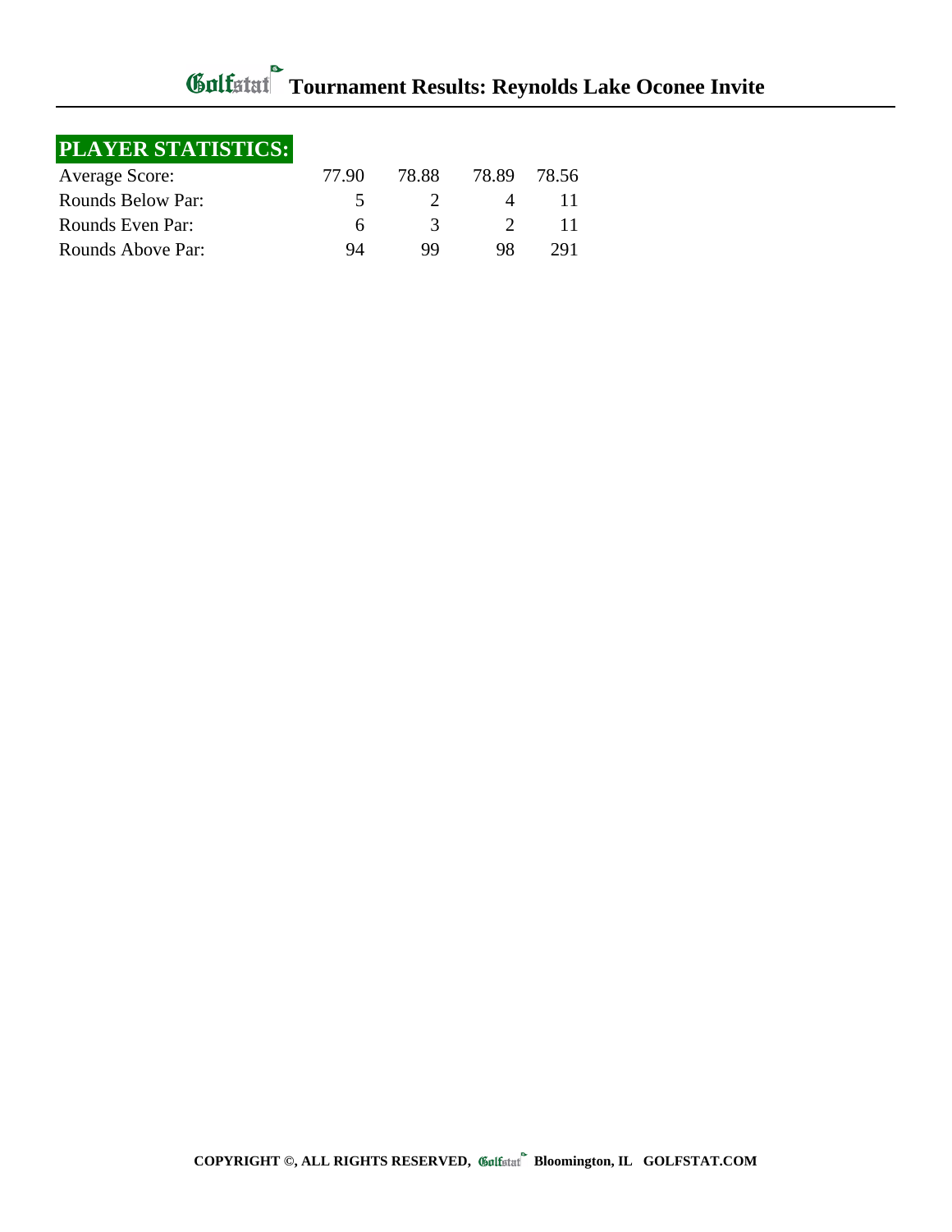# Golfstat Tournament Results: Reynolds Lake Oconee Invite

## PLAYER STATISTICS:

| | | | | |
|---|---|---|---|---|
| Average Score: | 77.90 | 78.88 | 78.89 | 78.56 |
| Rounds Below Par: | 5 | 2 | 4 | 11 |
| Rounds Even Par: | 6 | 3 | 2 | 11 |
| Rounds Above Par: | 94 | 99 | 98 | 291 |

**COPYRIGHT ©, ALL RIGHTS RESERVED, Golfstat Bloomington, IL GOLFSTAT.COM**